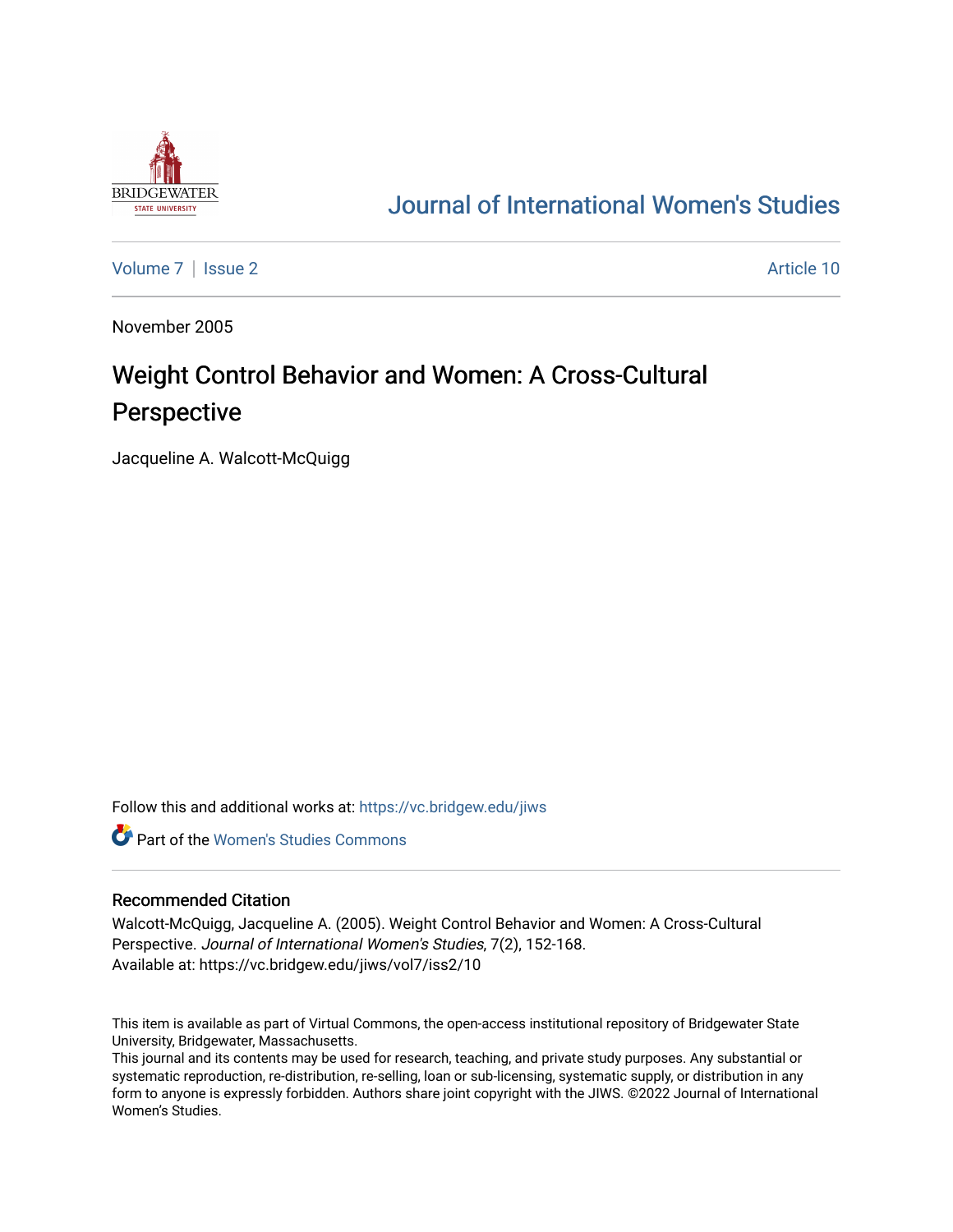# Journal of International Women's Studies

Volume 7 | Issue 2 | Article 10

November 2005

## Weight Control Behavior and Women: A Cross-Cultural Perspective

Jacqueline A. Walcott-McQuigg

Follow this and additional works at: https://vc.bridgew.edu/jiws

Part of the Women's Studies Commons

### Recommended Citation

Walcott-McQuigg, Jacqueline A. (2005). Weight Control Behavior and Women: A Cross-Cultural Perspective. *Journal of International Women's Studies*, 7(2), 152-168.
Available at: https://vc.bridgew.edu/jiws/vol7/iss2/10

This item is available as part of Virtual Commons, the open-access institutional repository of Bridgewater State University, Bridgewater, Massachusetts.
This journal and its contents may be used for research, teaching, and private study purposes. Any substantial or systematic reproduction, re-distribution, re-selling, loan or sub-licensing, systematic supply, or distribution in any form to anyone is expressly forbidden. Authors share joint copyright with the JIWS. ©2022 Journal of International Women's Studies.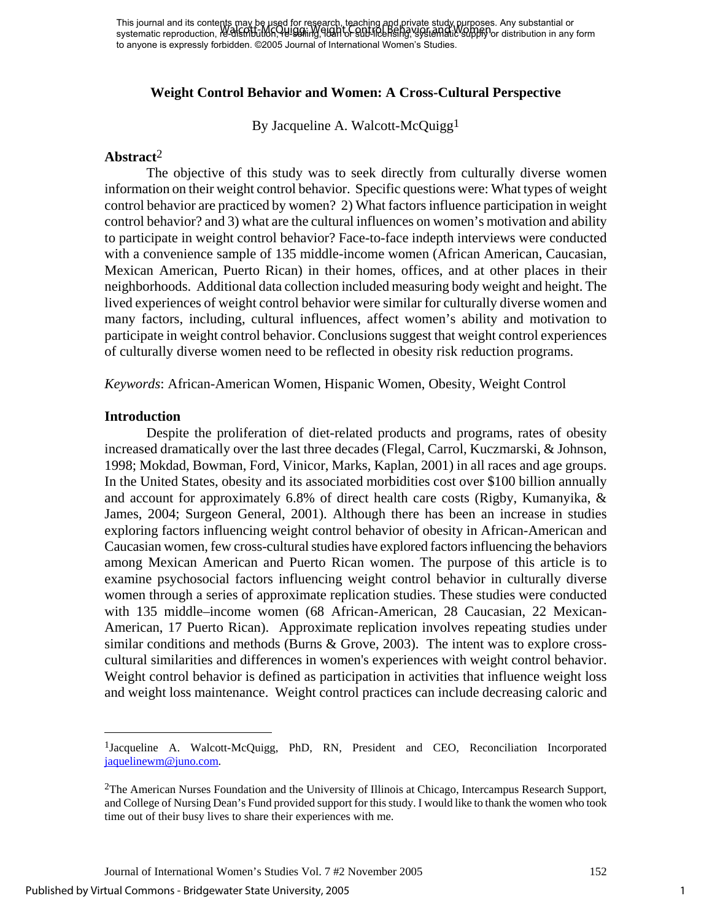# Weight Control Behavior and Women: A Cross-Cultural Perspective

By Jacqueline A. Walcott-McQuigg[1]

## Abstract[2]

The objective of this study was to seek directly from culturally diverse women information on their weight control behavior. Specific questions were: What types of weight control behavior are practiced by women? 2) What factors influence participation in weight control behavior? and 3) what are the cultural influences on women's motivation and ability to participate in weight control behavior? Face-to-face indepth interviews were conducted with a convenience sample of 135 middle-income women (African American, Caucasian, Mexican American, Puerto Rican) in their homes, offices, and at other places in their neighborhoods. Additional data collection included measuring body weight and height. The lived experiences of weight control behavior were similar for culturally diverse women and many factors, including, cultural influences, affect women's ability and motivation to participate in weight control behavior. Conclusions suggest that weight control experiences of culturally diverse women need to be reflected in obesity risk reduction programs.

*Keywords*: African-American Women, Hispanic Women, Obesity, Weight Control

## Introduction

Despite the proliferation of diet-related products and programs, rates of obesity increased dramatically over the last three decades (Flegal, Carrol, Kuczmarski, & Johnson, 1998; Mokdad, Bowman, Ford, Vinicor, Marks, Kaplan, 2001) in all races and age groups. In the United States, obesity and its associated morbidities cost over $100 billion annually and account for approximately 6.8% of direct health care costs (Rigby, Kumanyika, & James, 2004; Surgeon General, 2001). Although there has been an increase in studies exploring factors influencing weight control behavior of obesity in African-American and Caucasian women, few cross-cultural studies have explored factors influencing the behaviors among Mexican American and Puerto Rican women. The purpose of this article is to examine psychosocial factors influencing weight control behavior in culturally diverse women through a series of approximate replication studies. These studies were conducted with 135 middle–income women (68 African-American, 28 Caucasian, 22 Mexican-American, 17 Puerto Rican). Approximate replication involves repeating studies under similar conditions and methods (Burns & Grove, 2003). The intent was to explore cross-cultural similarities and differences in women's experiences with weight control behavior. Weight control behavior is defined as participation in activities that influence weight loss and weight loss maintenance. Weight control practices can include decreasing caloric and

---

[1]Jacqueline A. Walcott-McQuigg, PhD, RN, President and CEO, Reconciliation Incorporated jaquelinewm@juno.com.

[2]The American Nurses Foundation and the University of Illinois at Chicago, Intercampus Research Support, and College of Nursing Dean's Fund provided support for this study. I would like to thank the women who took time out of their busy lives to share their experiences with me.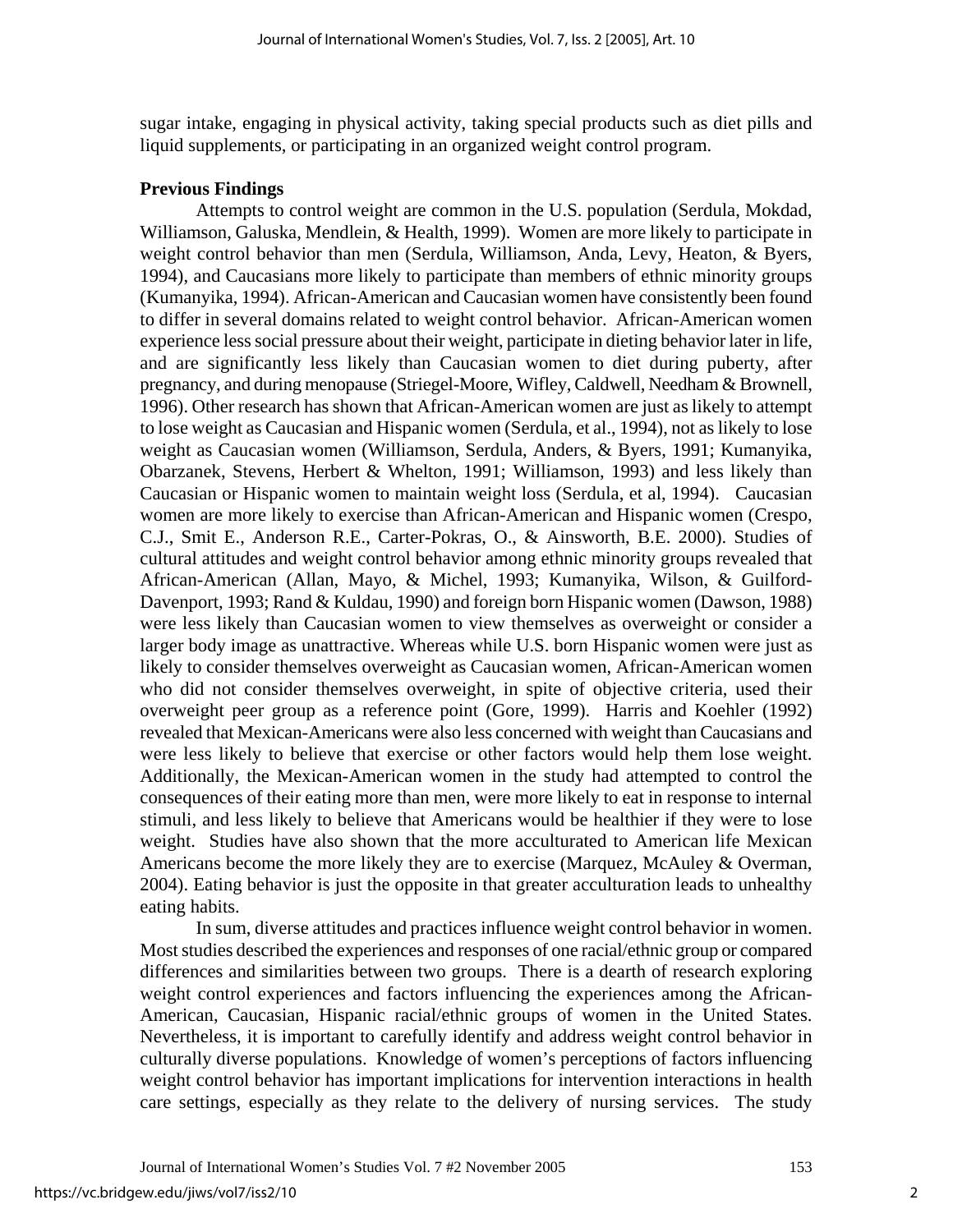sugar intake, engaging in physical activity, taking special products such as diet pills and liquid supplements, or participating in an organized weight control program.

**Previous Findings**

Attempts to control weight are common in the U.S. population (Serdula, Mokdad, Williamson, Galuska, Mendlein, & Health, 1999). Women are more likely to participate in weight control behavior than men (Serdula, Williamson, Anda, Levy, Heaton, & Byers, 1994), and Caucasians more likely to participate than members of ethnic minority groups (Kumanyika, 1994). African-American and Caucasian women have consistently been found to differ in several domains related to weight control behavior. African-American women experience less social pressure about their weight, participate in dieting behavior later in life, and are significantly less likely than Caucasian women to diet during puberty, after pregnancy, and during menopause (Striegel-Moore, Wifley, Caldwell, Needham & Brownell, 1996). Other research has shown that African-American women are just as likely to attempt to lose weight as Caucasian and Hispanic women (Serdula, et al., 1994), not as likely to lose weight as Caucasian women (Williamson, Serdula, Anders, & Byers, 1991; Kumanyika, Obarzanek, Stevens, Herbert & Whelton, 1991; Williamson, 1993) and less likely than Caucasian or Hispanic women to maintain weight loss (Serdula, et al, 1994). Caucasian women are more likely to exercise than African-American and Hispanic women (Crespo, C.J., Smit E., Anderson R.E., Carter-Pokras, O., & Ainsworth, B.E. 2000). Studies of cultural attitudes and weight control behavior among ethnic minority groups revealed that African-American (Allan, Mayo, & Michel, 1993; Kumanyika, Wilson, & Guilford-Davenport, 1993; Rand & Kuldau, 1990) and foreign born Hispanic women (Dawson, 1988) were less likely than Caucasian women to view themselves as overweight or consider a larger body image as unattractive. Whereas while U.S. born Hispanic women were just as likely to consider themselves overweight as Caucasian women, African-American women who did not consider themselves overweight, in spite of objective criteria, used their overweight peer group as a reference point (Gore, 1999). Harris and Koehler (1992) revealed that Mexican-Americans were also less concerned with weight than Caucasians and were less likely to believe that exercise or other factors would help them lose weight. Additionally, the Mexican-American women in the study had attempted to control the consequences of their eating more than men, were more likely to eat in response to internal stimuli, and less likely to believe that Americans would be healthier if they were to lose weight. Studies have also shown that the more acculturated to American life Mexican Americans become the more likely they are to exercise (Marquez, McAuley & Overman, 2004). Eating behavior is just the opposite in that greater acculturation leads to unhealthy eating habits.

In sum, diverse attitudes and practices influence weight control behavior in women. Most studies described the experiences and responses of one racial/ethnic group or compared differences and similarities between two groups. There is a dearth of research exploring weight control experiences and factors influencing the experiences among the African-American, Caucasian, Hispanic racial/ethnic groups of women in the United States. Nevertheless, it is important to carefully identify and address weight control behavior in culturally diverse populations. Knowledge of women's perceptions of factors influencing weight control behavior has important implications for intervention interactions in health care settings, especially as they relate to the delivery of nursing services. The study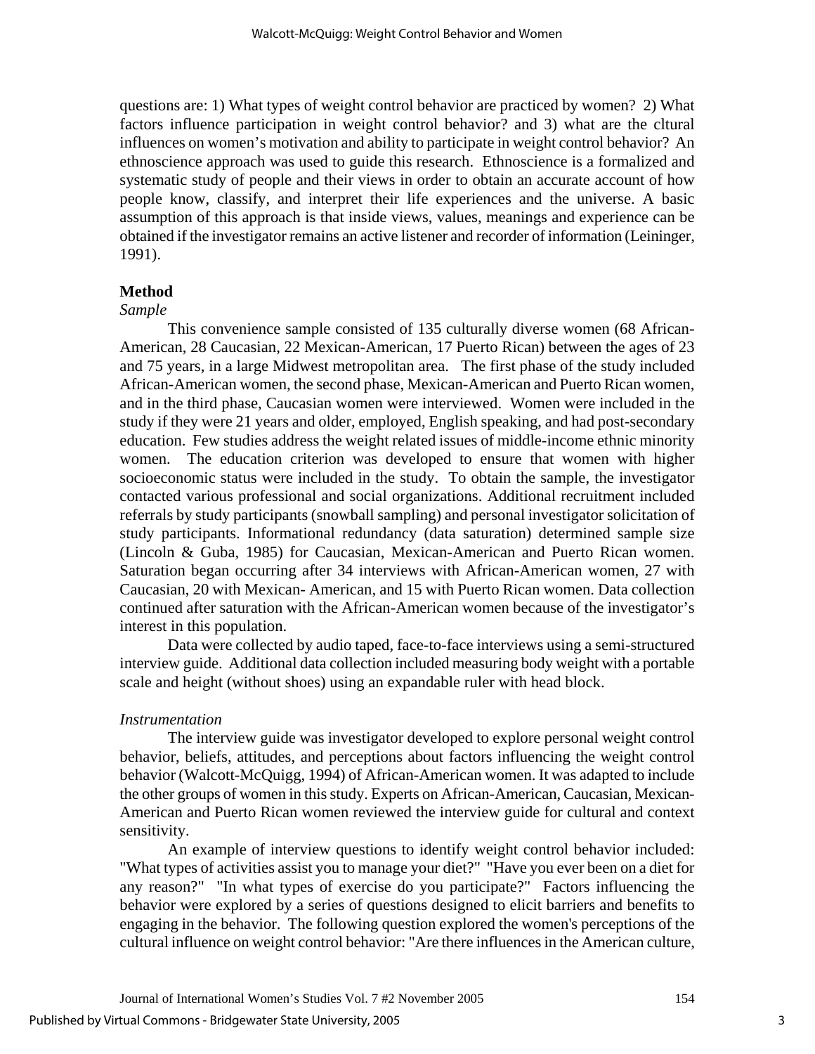questions are: 1) What types of weight control behavior are practiced by women? 2) What factors influence participation in weight control behavior? and 3) what are the cltural influences on women's motivation and ability to participate in weight control behavior? An ethnoscience approach was used to guide this research. Ethnoscience is a formalized and systematic study of people and their views in order to obtain an accurate account of how people know, classify, and interpret their life experiences and the universe. A basic assumption of this approach is that inside views, values, meanings and experience can be obtained if the investigator remains an active listener and recorder of information (Leininger, 1991).

## Method

### *Sample*

This convenience sample consisted of 135 culturally diverse women (68 African-American, 28 Caucasian, 22 Mexican-American, 17 Puerto Rican) between the ages of 23 and 75 years, in a large Midwest metropolitan area. The first phase of the study included African-American women, the second phase, Mexican-American and Puerto Rican women, and in the third phase, Caucasian women were interviewed. Women were included in the study if they were 21 years and older, employed, English speaking, and had post-secondary education. Few studies address the weight related issues of middle-income ethnic minority women. The education criterion was developed to ensure that women with higher socioeconomic status were included in the study. To obtain the sample, the investigator contacted various professional and social organizations. Additional recruitment included referrals by study participants (snowball sampling) and personal investigator solicitation of study participants. Informational redundancy (data saturation) determined sample size (Lincoln & Guba, 1985) for Caucasian, Mexican-American and Puerto Rican women. Saturation began occurring after 34 interviews with African-American women, 27 with Caucasian, 20 with Mexican- American, and 15 with Puerto Rican women. Data collection continued after saturation with the African-American women because of the investigator's interest in this population.

Data were collected by audio taped, face-to-face interviews using a semi-structured interview guide. Additional data collection included measuring body weight with a portable scale and height (without shoes) using an expandable ruler with head block.

### *Instrumentation*

The interview guide was investigator developed to explore personal weight control behavior, beliefs, attitudes, and perceptions about factors influencing the weight control behavior (Walcott-McQuigg, 1994) of African-American women. It was adapted to include the other groups of women in this study. Experts on African-American, Caucasian, Mexican-American and Puerto Rican women reviewed the interview guide for cultural and context sensitivity.

An example of interview questions to identify weight control behavior included: "What types of activities assist you to manage your diet?" "Have you ever been on a diet for any reason?" "In what types of exercise do you participate?" Factors influencing the behavior were explored by a series of questions designed to elicit barriers and benefits to engaging in the behavior. The following question explored the women's perceptions of the cultural influence on weight control behavior: "Are there influences in the American culture,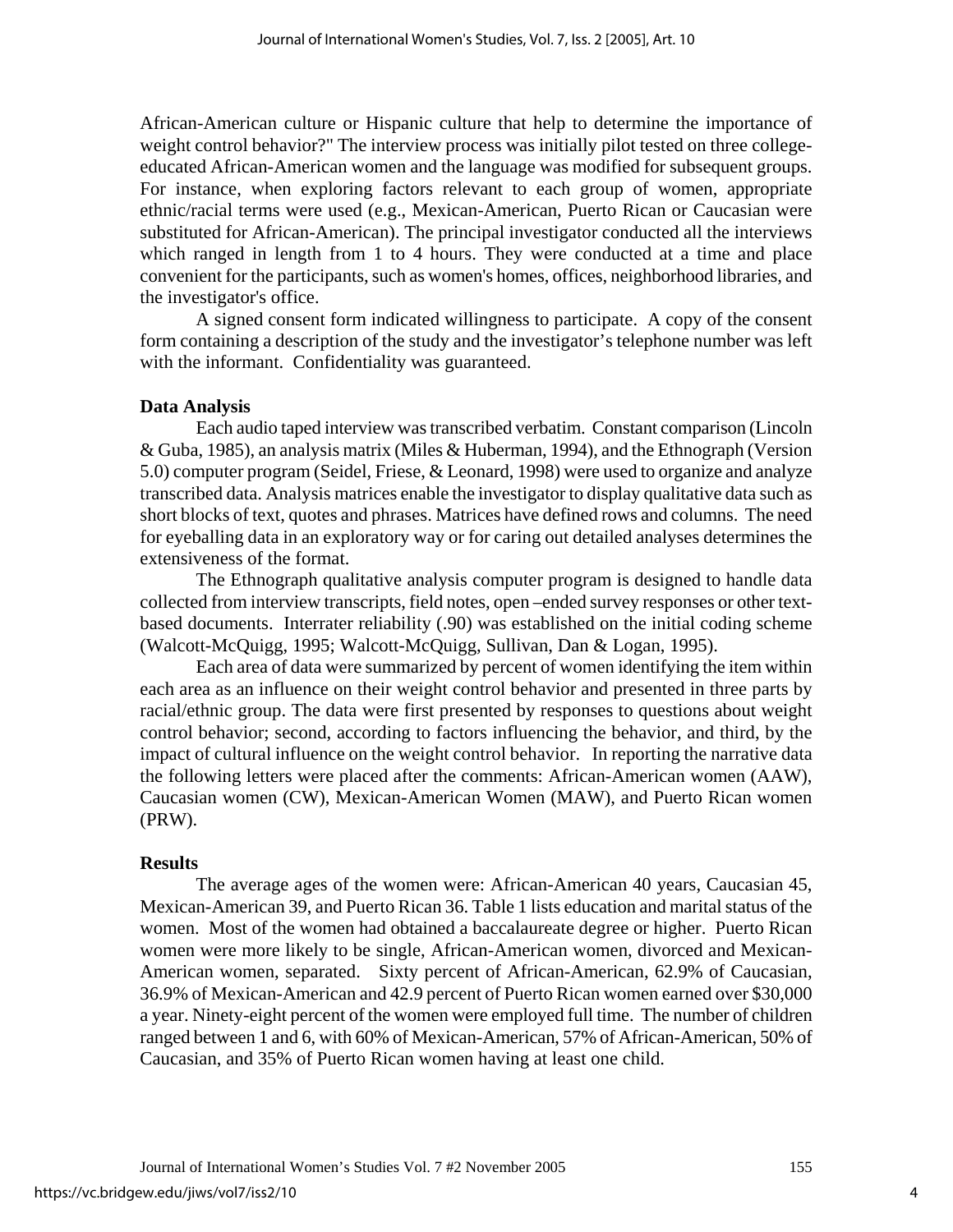African-American culture or Hispanic culture that help to determine the importance of weight control behavior?" The interview process was initially pilot tested on three college-educated African-American women and the language was modified for subsequent groups. For instance, when exploring factors relevant to each group of women, appropriate ethnic/racial terms were used (e.g., Mexican-American, Puerto Rican or Caucasian were substituted for African-American). The principal investigator conducted all the interviews which ranged in length from 1 to 4 hours. They were conducted at a time and place convenient for the participants, such as women's homes, offices, neighborhood libraries, and the investigator's office.

A signed consent form indicated willingness to participate. A copy of the consent form containing a description of the study and the investigator's telephone number was left with the informant. Confidentiality was guaranteed.

**Data Analysis**

Each audio taped interview was transcribed verbatim. Constant comparison (Lincoln & Guba, 1985), an analysis matrix (Miles & Huberman, 1994), and the Ethnograph (Version 5.0) computer program (Seidel, Friese, & Leonard, 1998) were used to organize and analyze transcribed data. Analysis matrices enable the investigator to display qualitative data such as short blocks of text, quotes and phrases. Matrices have defined rows and columns. The need for eyeballing data in an exploratory way or for caring out detailed analyses determines the extensiveness of the format.

The Ethnograph qualitative analysis computer program is designed to handle data collected from interview transcripts, field notes, open –ended survey responses or other text-based documents. Interrater reliability (.90) was established on the initial coding scheme (Walcott-McQuigg, 1995; Walcott-McQuigg, Sullivan, Dan & Logan, 1995).

Each area of data were summarized by percent of women identifying the item within each area as an influence on their weight control behavior and presented in three parts by racial/ethnic group. The data were first presented by responses to questions about weight control behavior; second, according to factors influencing the behavior, and third, by the impact of cultural influence on the weight control behavior. In reporting the narrative data the following letters were placed after the comments: African-American women (AAW), Caucasian women (CW), Mexican-American Women (MAW), and Puerto Rican women (PRW).

**Results**

The average ages of the women were: African-American 40 years, Caucasian 45, Mexican-American 39, and Puerto Rican 36. Table 1 lists education and marital status of the women. Most of the women had obtained a baccalaureate degree or higher. Puerto Rican women were more likely to be single, African-American women, divorced and Mexican-American women, separated. Sixty percent of African-American, 62.9% of Caucasian, 36.9% of Mexican-American and 42.9 percent of Puerto Rican women earned over $30,000 a year. Ninety-eight percent of the women were employed full time. The number of children ranged between 1 and 6, with 60% of Mexican-American, 57% of African-American, 50% of Caucasian, and 35% of Puerto Rican women having at least one child.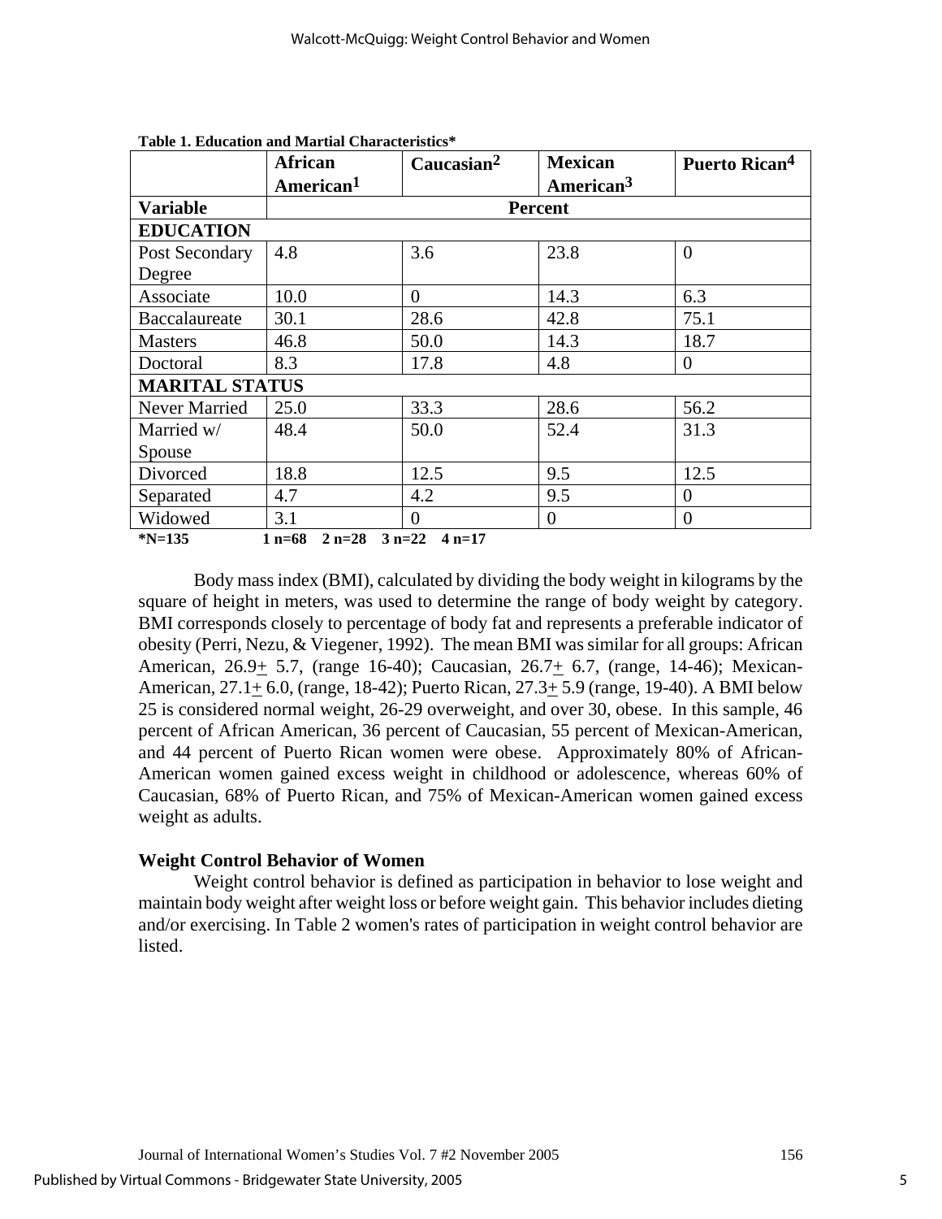**Table 1. Education and Martial Characteristics***

| | African American[1] | Caucasian[2] | Mexican American[3] | Puerto Rican[4] |
|---|---|---|---|---|
| **Variable** | **Percent** | | | |
| **EDUCATION** | | | | |
| Post Secondary Degree | 4.8 | 3.6 | 23.8 | 0 |
| Associate | 10.0 | 0 | 14.3 | 6.3 |
| Baccalaureate | 30.1 | 28.6 | 42.8 | 75.1 |
| Masters | 46.8 | 50.0 | 14.3 | 18.7 |
| Doctoral | 8.3 | 17.8 | 4.8 | 0 |
| **MARITAL STATUS** | | | | |
| Never Married | 25.0 | 33.3 | 28.6 | 56.2 |
| Married w/ Spouse | 48.4 | 50.0 | 52.4 | 31.3 |
| Divorced | 18.8 | 12.5 | 9.5 | 12.5 |
| Separated | 4.7 | 4.2 | 9.5 | 0 |
| Widowed | 3.1 | 0 | 0 | 0 |

**\*N=135 1 n=68 2 n=28 3 n=22 4 n=17**

Body mass index (BMI), calculated by dividing the body weight in kilograms by the square of height in meters, was used to determine the range of body weight by category. BMI corresponds closely to percentage of body fat and represents a preferable indicator of obesity (Perri, Nezu, & Viegener, 1992). The mean BMI was similar for all groups: African American, 26.9± 5.7, (range 16-40); Caucasian, 26.7± 6.7, (range, 14-46); Mexican-American, 27.1± 6.0, (range, 18-42); Puerto Rican, 27.3± 5.9 (range, 19-40). A BMI below 25 is considered normal weight, 26-29 overweight, and over 30, obese. In this sample, 46 percent of African American, 36 percent of Caucasian, 55 percent of Mexican-American, and 44 percent of Puerto Rican women were obese. Approximately 80% of African-American women gained excess weight in childhood or adolescence, whereas 60% of Caucasian, 68% of Puerto Rican, and 75% of Mexican-American women gained excess weight as adults.

### Weight Control Behavior of Women

Weight control behavior is defined as participation in behavior to lose weight and maintain body weight after weight loss or before weight gain. This behavior includes dieting and/or exercising. In Table 2 women's rates of participation in weight control behavior are listed.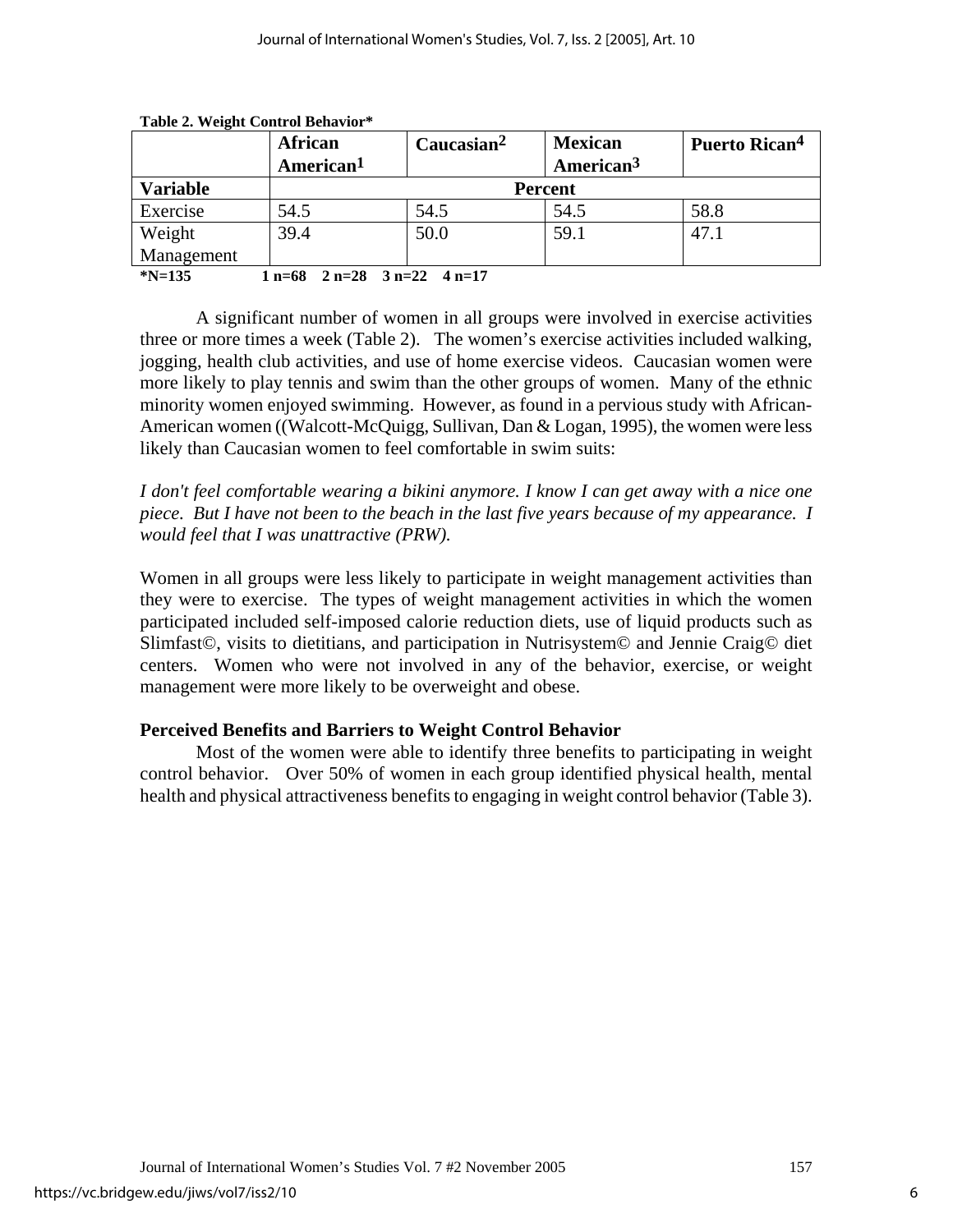**Table 2. Weight Control Behavior***

| | African American[1] | Caucasian[2] | Mexican American[3] | Puerto Rican[4] |
|---|---|---|---|---|
| **Variable** | **Percent** | | | |
| Exercise | 54.5 | 54.5 | 54.5 | 58.8 |
| Weight Management | 39.4 | 50.0 | 59.1 | 47.1 |

***N=135** **1 n=68 2 n=28 3 n=22 4 n=17**

A significant number of women in all groups were involved in exercise activities three or more times a week (Table 2). The women's exercise activities included walking, jogging, health club activities, and use of home exercise videos. Caucasian women were more likely to play tennis and swim than the other groups of women. Many of the ethnic minority women enjoyed swimming. However, as found in a pervious study with African-American women ((Walcott-McQuigg, Sullivan, Dan & Logan, 1995), the women were less likely than Caucasian women to feel comfortable in swim suits:

*I don't feel comfortable wearing a bikini anymore. I know I can get away with a nice one piece. But I have not been to the beach in the last five years because of my appearance. I would feel that I was unattractive (PRW).*

Women in all groups were less likely to participate in weight management activities than they were to exercise. The types of weight management activities in which the women participated included self-imposed calorie reduction diets, use of liquid products such as Slimfast©, visits to dietitians, and participation in Nutrisystem© and Jennie Craig© diet centers. Women who were not involved in any of the behavior, exercise, or weight management were more likely to be overweight and obese.

### Perceived Benefits and Barriers to Weight Control Behavior

Most of the women were able to identify three benefits to participating in weight control behavior. Over 50% of women in each group identified physical health, mental health and physical attractiveness benefits to engaging in weight control behavior (Table 3).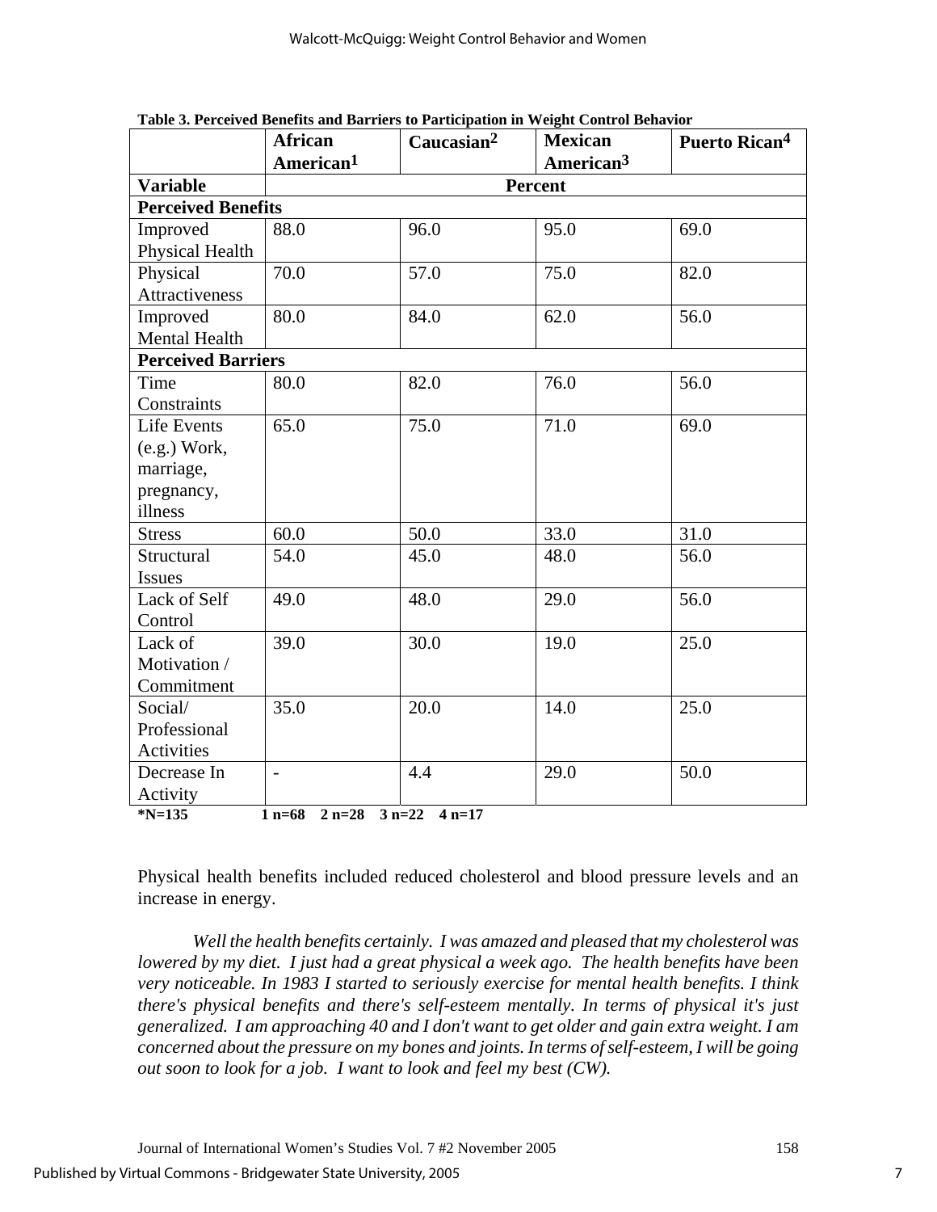**Table 3. Perceived Benefits and Barriers to Participation in Weight Control Behavior**

| | African American[1] | Caucasian[2] | Mexican American[3] | Puerto Rican[4] |
|---|---|---|---|---|
| **Variable** | **Percent** | | | |
| **Perceived Benefits** | | | | |
| Improved Physical Health | 88.0 | 96.0 | 95.0 | 69.0 |
| Physical Attractiveness | 70.0 | 57.0 | 75.0 | 82.0 |
| Improved Mental Health | 80.0 | 84.0 | 62.0 | 56.0 |
| **Perceived Barriers** | | | | |
| Time Constraints | 80.0 | 82.0 | 76.0 | 56.0 |
| Life Events (e.g.) Work, marriage, pregnancy, illness | 65.0 | 75.0 | 71.0 | 69.0 |
| Stress | 60.0 | 50.0 | 33.0 | 31.0 |
| Structural Issues | 54.0 | 45.0 | 48.0 | 56.0 |
| Lack of Self Control | 49.0 | 48.0 | 29.0 | 56.0 |
| Lack of Motivation / Commitment | 39.0 | 30.0 | 19.0 | 25.0 |
| Social/ Professional Activities | 35.0 | 20.0 | 14.0 | 25.0 |
| Decrease In Activity | - | 4.4 | 29.0 | 50.0 |

***N=135** **1 n=68 2 n=28 3 n=22 4 n=17**

Physical health benefits included reduced cholesterol and blood pressure levels and an increase in energy.

*Well the health benefits certainly. I was amazed and pleased that my cholesterol was lowered by my diet. I just had a great physical a week ago. The health benefits have been very noticeable. In 1983 I started to seriously exercise for mental health benefits. I think there's physical benefits and there's self-esteem mentally. In terms of physical it's just generalized. I am approaching 40 and I don't want to get older and gain extra weight. I am concerned about the pressure on my bones and joints. In terms of self-esteem, I will be going out soon to look for a job. I want to look and feel my best (CW).*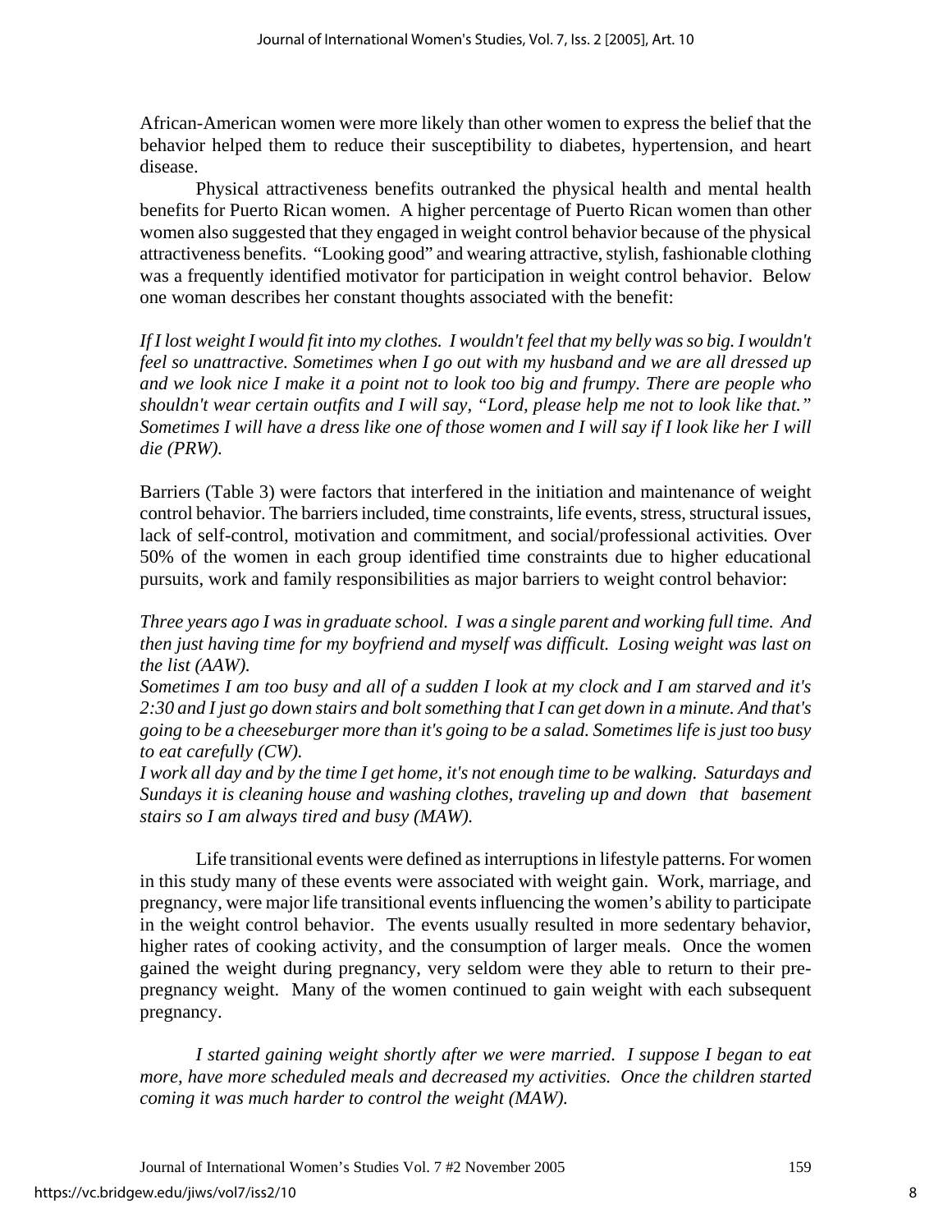African-American women were more likely than other women to express the belief that the behavior helped them to reduce their susceptibility to diabetes, hypertension, and heart disease.

Physical attractiveness benefits outranked the physical health and mental health benefits for Puerto Rican women. A higher percentage of Puerto Rican women than other women also suggested that they engaged in weight control behavior because of the physical attractiveness benefits. "Looking good" and wearing attractive, stylish, fashionable clothing was a frequently identified motivator for participation in weight control behavior. Below one woman describes her constant thoughts associated with the benefit:

*If I lost weight I would fit into my clothes. I wouldn't feel that my belly was so big. I wouldn't feel so unattractive. Sometimes when I go out with my husband and we are all dressed up and we look nice I make it a point not to look too big and frumpy. There are people who shouldn't wear certain outfits and I will say, "Lord, please help me not to look like that." Sometimes I will have a dress like one of those women and I will say if I look like her I will die (PRW).*

Barriers (Table 3) were factors that interfered in the initiation and maintenance of weight control behavior. The barriers included, time constraints, life events, stress, structural issues, lack of self-control, motivation and commitment, and social/professional activities. Over 50% of the women in each group identified time constraints due to higher educational pursuits, work and family responsibilities as major barriers to weight control behavior:

*Three years ago I was in graduate school. I was a single parent and working full time. And then just having time for my boyfriend and myself was difficult. Losing weight was last on the list (AAW).*

*Sometimes I am too busy and all of a sudden I look at my clock and I am starved and it's 2:30 and I just go down stairs and bolt something that I can get down in a minute. And that's going to be a cheeseburger more than it's going to be a salad. Sometimes life is just too busy to eat carefully (CW).*

*I work all day and by the time I get home, it's not enough time to be walking. Saturdays and Sundays it is cleaning house and washing clothes, traveling up and down that basement stairs so I am always tired and busy (MAW).*

Life transitional events were defined as interruptions in lifestyle patterns. For women in this study many of these events were associated with weight gain. Work, marriage, and pregnancy, were major life transitional events influencing the women's ability to participate in the weight control behavior. The events usually resulted in more sedentary behavior, higher rates of cooking activity, and the consumption of larger meals. Once the women gained the weight during pregnancy, very seldom were they able to return to their pre-pregnancy weight. Many of the women continued to gain weight with each subsequent pregnancy.

*I started gaining weight shortly after we were married. I suppose I began to eat more, have more scheduled meals and decreased my activities. Once the children started coming it was much harder to control the weight (MAW).*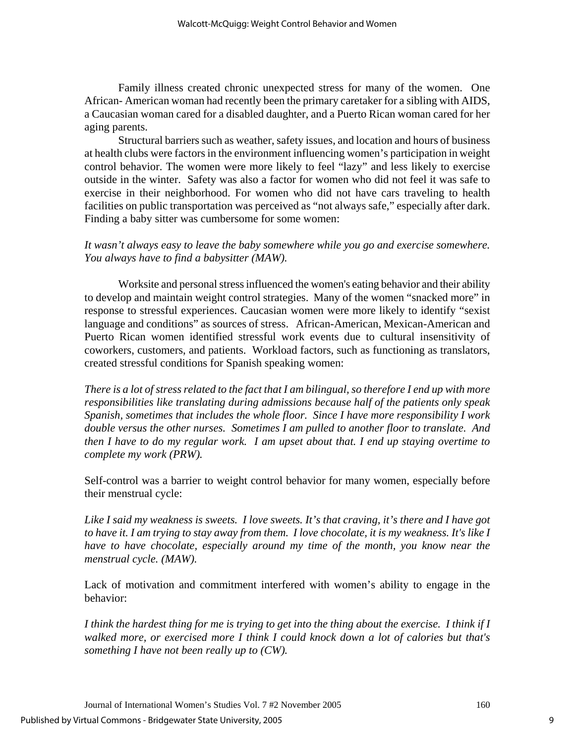Family illness created chronic unexpected stress for many of the women. One African- American woman had recently been the primary caretaker for a sibling with AIDS, a Caucasian woman cared for a disabled daughter, and a Puerto Rican woman cared for her aging parents.

Structural barriers such as weather, safety issues, and location and hours of business at health clubs were factors in the environment influencing women's participation in weight control behavior. The women were more likely to feel "lazy" and less likely to exercise outside in the winter. Safety was also a factor for women who did not feel it was safe to exercise in their neighborhood. For women who did not have cars traveling to health facilities on public transportation was perceived as "not always safe," especially after dark. Finding a baby sitter was cumbersome for some women:

*It wasn't always easy to leave the baby somewhere while you go and exercise somewhere. You always have to find a babysitter (MAW).*

Worksite and personal stress influenced the women's eating behavior and their ability to develop and maintain weight control strategies. Many of the women "snacked more" in response to stressful experiences. Caucasian women were more likely to identify "sexist language and conditions" as sources of stress. African-American, Mexican-American and Puerto Rican women identified stressful work events due to cultural insensitivity of coworkers, customers, and patients. Workload factors, such as functioning as translators, created stressful conditions for Spanish speaking women:

*There is a lot of stress related to the fact that I am bilingual, so therefore I end up with more responsibilities like translating during admissions because half of the patients only speak Spanish, sometimes that includes the whole floor. Since I have more responsibility I work double versus the other nurses. Sometimes I am pulled to another floor to translate. And then I have to do my regular work. I am upset about that. I end up staying overtime to complete my work (PRW).*

Self-control was a barrier to weight control behavior for many women, especially before their menstrual cycle:

*Like I said my weakness is sweets. I love sweets. It's that craving, it's there and I have got to have it. I am trying to stay away from them. I love chocolate, it is my weakness. It's like I have to have chocolate, especially around my time of the month, you know near the menstrual cycle. (MAW).*

Lack of motivation and commitment interfered with women's ability to engage in the behavior:

*I think the hardest thing for me is trying to get into the thing about the exercise. I think if I walked more, or exercised more I think I could knock down a lot of calories but that's something I have not been really up to (CW).*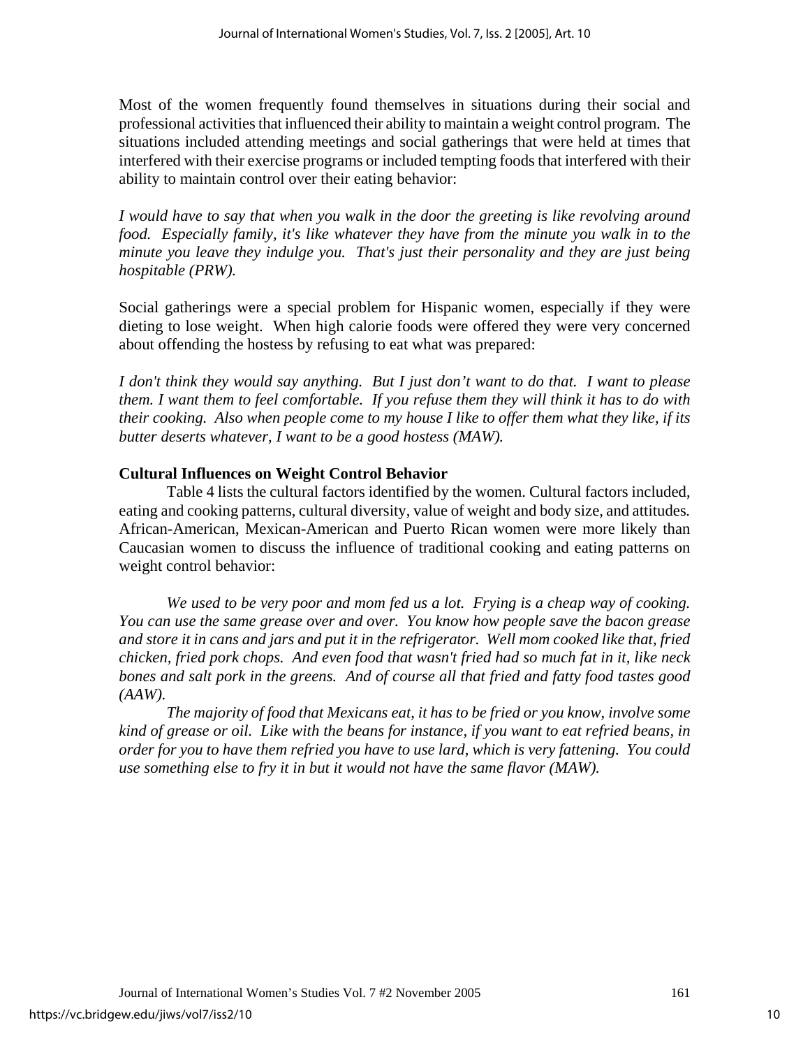Most of the women frequently found themselves in situations during their social and professional activities that influenced their ability to maintain a weight control program. The situations included attending meetings and social gatherings that were held at times that interfered with their exercise programs or included tempting foods that interfered with their ability to maintain control over their eating behavior:

*I would have to say that when you walk in the door the greeting is like revolving around food. Especially family, it's like whatever they have from the minute you walk in to the minute you leave they indulge you. That's just their personality and they are just being hospitable (PRW).*

Social gatherings were a special problem for Hispanic women, especially if they were dieting to lose weight. When high calorie foods were offered they were very concerned about offending the hostess by refusing to eat what was prepared:

*I don't think they would say anything. But I just don't want to do that. I want to please them. I want them to feel comfortable. If you refuse them they will think it has to do with their cooking. Also when people come to my house I like to offer them what they like, if its butter deserts whatever, I want to be a good hostess (MAW).*

**Cultural Influences on Weight Control Behavior**

Table 4 lists the cultural factors identified by the women. Cultural factors included, eating and cooking patterns, cultural diversity, value of weight and body size, and attitudes. African-American, Mexican-American and Puerto Rican women were more likely than Caucasian women to discuss the influence of traditional cooking and eating patterns on weight control behavior:

*We used to be very poor and mom fed us a lot. Frying is a cheap way of cooking. You can use the same grease over and over. You know how people save the bacon grease and store it in cans and jars and put it in the refrigerator. Well mom cooked like that, fried chicken, fried pork chops. And even food that wasn't fried had so much fat in it, like neck bones and salt pork in the greens. And of course all that fried and fatty food tastes good (AAW).*

*The majority of food that Mexicans eat, it has to be fried or you know, involve some kind of grease or oil. Like with the beans for instance, if you want to eat refried beans, in order for you to have them refried you have to use lard, which is very fattening. You could use something else to fry it in but it would not have the same flavor (MAW).*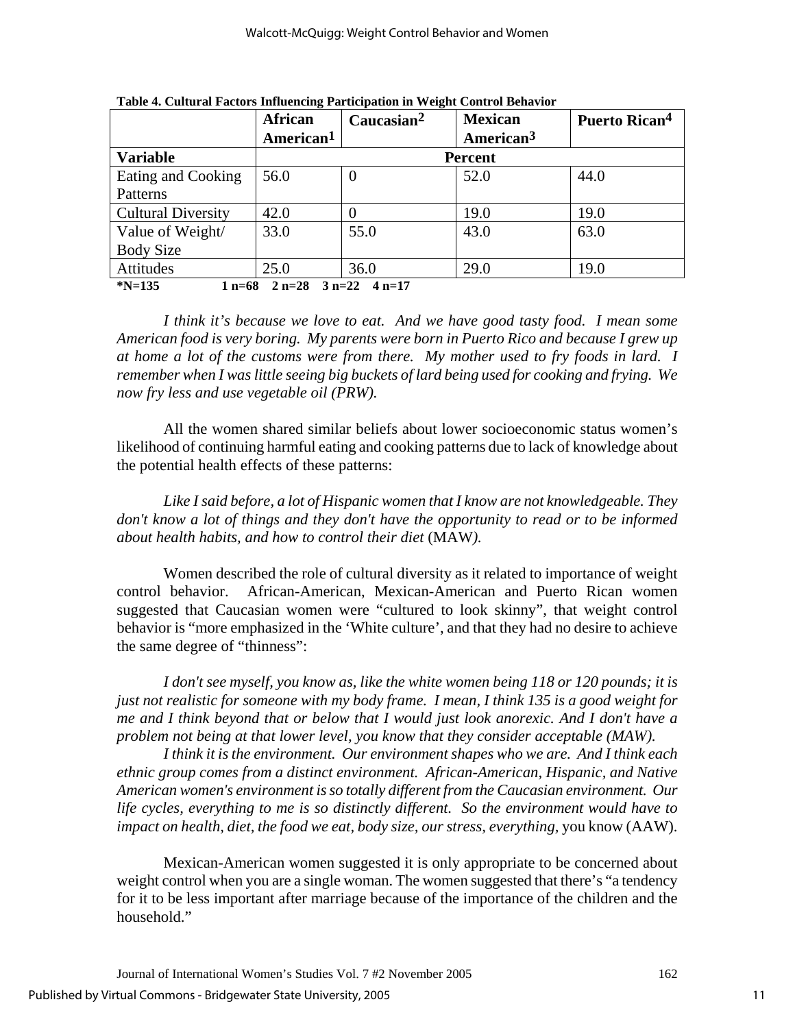**Table 4. Cultural Factors Influencing Participation in Weight Control Behavior**

| | African American[1] | Caucasian[2] | Mexican American[3] | Puerto Rican[4] |
|---|---|---|---|---|
| **Variable** | **Percent** | | | |
| Eating and Cooking Patterns | 56.0 | 0 | 52.0 | 44.0 |
| Cultural Diversity | 42.0 | 0 | 19.0 | 19.0 |
| Value of Weight/ Body Size | 33.0 | 55.0 | 43.0 | 63.0 |
| Attitudes | 25.0 | 36.0 | 29.0 | 19.0 |

**\*N=135 1 n=68 2 n=28 3 n=22 4 n=17**

*I think it's because we love to eat. And we have good tasty food. I mean some American food is very boring. My parents were born in Puerto Rico and because I grew up at home a lot of the customs were from there. My mother used to fry foods in lard. I remember when I was little seeing big buckets of lard being used for cooking and frying. We now fry less and use vegetable oil (PRW).*

All the women shared similar beliefs about lower socioeconomic status women's likelihood of continuing harmful eating and cooking patterns due to lack of knowledge about the potential health effects of these patterns:

*Like I said before, a lot of Hispanic women that I know are not knowledgeable. They don't know a lot of things and they don't have the opportunity to read or to be informed about health habits, and how to control their diet* (MAW*).*

Women described the role of cultural diversity as it related to importance of weight control behavior. African-American, Mexican-American and Puerto Rican women suggested that Caucasian women were "cultured to look skinny", that weight control behavior is "more emphasized in the 'White culture', and that they had no desire to achieve the same degree of "thinness":

*I don't see myself, you know as, like the white women being 118 or 120 pounds; it is just not realistic for someone with my body frame. I mean, I think 135 is a good weight for me and I think beyond that or below that I would just look anorexic. And I don't have a problem not being at that lower level, you know that they consider acceptable (MAW).*

*I think it is the environment. Our environment shapes who we are. And I think each ethnic group comes from a distinct environment. African-American, Hispanic, and Native American women's environment is so totally different from the Caucasian environment. Our life cycles, everything to me is so distinctly different. So the environment would have to impact on health, diet, the food we eat, body size, our stress, everything,* you know (AAW).

Mexican-American women suggested it is only appropriate to be concerned about weight control when you are a single woman. The women suggested that there's "a tendency for it to be less important after marriage because of the importance of the children and the household."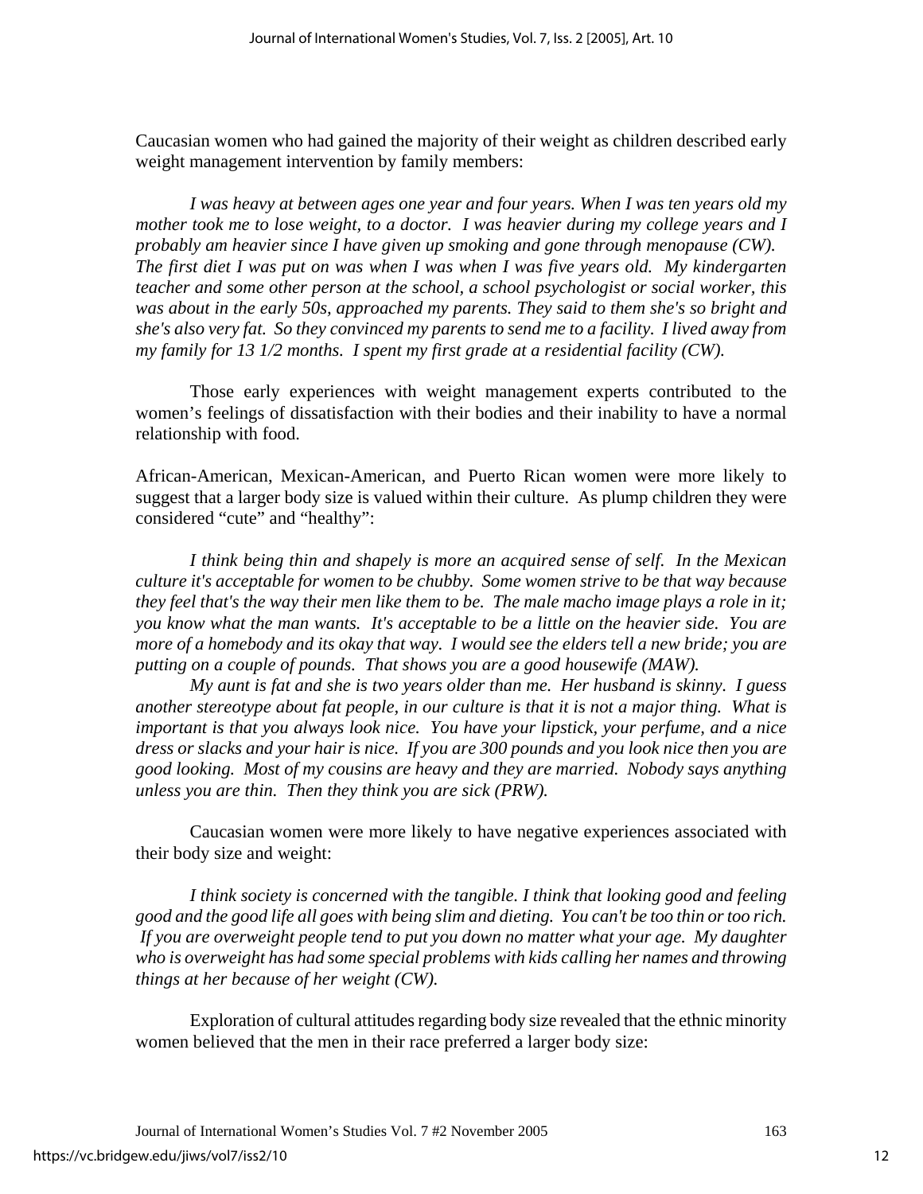Caucasian women who had gained the majority of their weight as children described early weight management intervention by family members:

> *I was heavy at between ages one year and four years. When I was ten years old my mother took me to lose weight, to a doctor. I was heavier during my college years and I probably am heavier since I have given up smoking and gone through menopause (CW). The first diet I was put on was when I was when I was five years old. My kindergarten teacher and some other person at the school, a school psychologist or social worker, this was about in the early 50s, approached my parents. They said to them she's so bright and she's also very fat. So they convinced my parents to send me to a facility. I lived away from my family for 13 1/2 months. I spent my first grade at a residential facility (CW).*

Those early experiences with weight management experts contributed to the women's feelings of dissatisfaction with their bodies and their inability to have a normal relationship with food.

African-American, Mexican-American, and Puerto Rican women were more likely to suggest that a larger body size is valued within their culture. As plump children they were considered "cute" and "healthy":

> *I think being thin and shapely is more an acquired sense of self. In the Mexican culture it's acceptable for women to be chubby. Some women strive to be that way because they feel that's the way their men like them to be. The male macho image plays a role in it; you know what the man wants. It's acceptable to be a little on the heavier side. You are more of a homebody and its okay that way. I would see the elders tell a new bride; you are putting on a couple of pounds. That shows you are a good housewife (MAW).*
>
> *My aunt is fat and she is two years older than me. Her husband is skinny. I guess another stereotype about fat people, in our culture is that it is not a major thing. What is important is that you always look nice. You have your lipstick, your perfume, and a nice dress or slacks and your hair is nice. If you are 300 pounds and you look nice then you are good looking. Most of my cousins are heavy and they are married. Nobody says anything unless you are thin. Then they think you are sick (PRW).*

Caucasian women were more likely to have negative experiences associated with their body size and weight:

> *I think society is concerned with the tangible. I think that looking good and feeling good and the good life all goes with being slim and dieting. You can't be too thin or too rich. If you are overweight people tend to put you down no matter what your age. My daughter who is overweight has had some special problems with kids calling her names and throwing things at her because of her weight (CW).*

Exploration of cultural attitudes regarding body size revealed that the ethnic minority women believed that the men in their race preferred a larger body size: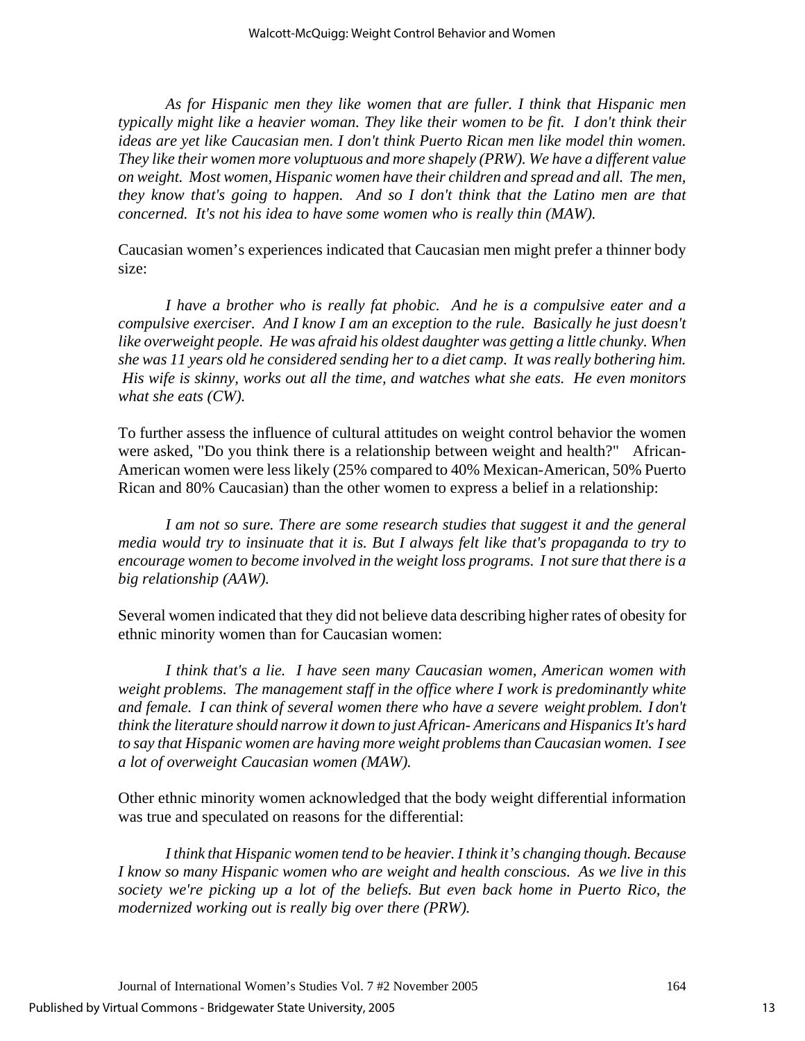*As for Hispanic men they like women that are fuller. I think that Hispanic men typically might like a heavier woman. They like their women to be fit. I don't think their ideas are yet like Caucasian men. I don't think Puerto Rican men like model thin women. They like their women more voluptuous and more shapely (PRW). We have a different value on weight. Most women, Hispanic women have their children and spread and all. The men, they know that's going to happen. And so I don't think that the Latino men are that concerned. It's not his idea to have some women who is really thin (MAW).*

Caucasian women's experiences indicated that Caucasian men might prefer a thinner body size:

*I have a brother who is really fat phobic. And he is a compulsive eater and a compulsive exerciser. And I know I am an exception to the rule. Basically he just doesn't like overweight people. He was afraid his oldest daughter was getting a little chunky. When she was 11 years old he considered sending her to a diet camp. It was really bothering him. His wife is skinny, works out all the time, and watches what she eats. He even monitors what she eats (CW).*

To further assess the influence of cultural attitudes on weight control behavior the women were asked, "Do you think there is a relationship between weight and health?" African-American women were less likely (25% compared to 40% Mexican-American, 50% Puerto Rican and 80% Caucasian) than the other women to express a belief in a relationship:

*I am not so sure. There are some research studies that suggest it and the general media would try to insinuate that it is. But I always felt like that's propaganda to try to encourage women to become involved in the weight loss programs. I not sure that there is a big relationship (AAW).*

Several women indicated that they did not believe data describing higher rates of obesity for ethnic minority women than for Caucasian women:

*I think that's a lie. I have seen many Caucasian women, American women with weight problems. The management staff in the office where I work is predominantly white and female. I can think of several women there who have a severe weight problem. I don't think the literature should narrow it down to just African- Americans and Hispanics It's hard to say that Hispanic women are having more weight problems than Caucasian women. I see a lot of overweight Caucasian women (MAW).*

Other ethnic minority women acknowledged that the body weight differential information was true and speculated on reasons for the differential:

*I think that Hispanic women tend to be heavier. I think it's changing though. Because I know so many Hispanic women who are weight and health conscious. As we live in this society we're picking up a lot of the beliefs. But even back home in Puerto Rico, the modernized working out is really big over there (PRW).*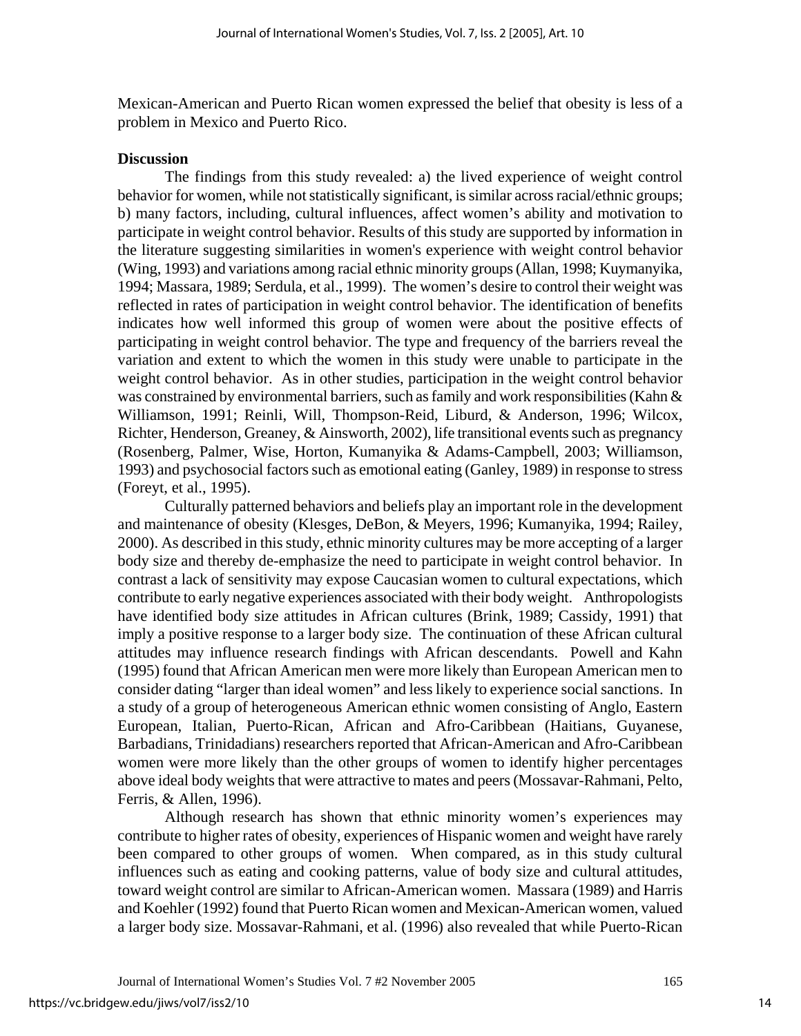Mexican-American and Puerto Rican women expressed the belief that obesity is less of a problem in Mexico and Puerto Rico.

**Discussion**

The findings from this study revealed: a) the lived experience of weight control behavior for women, while not statistically significant, is similar across racial/ethnic groups; b) many factors, including, cultural influences, affect women's ability and motivation to participate in weight control behavior. Results of this study are supported by information in the literature suggesting similarities in women's experience with weight control behavior (Wing, 1993) and variations among racial ethnic minority groups (Allan, 1998; Kuymanyika, 1994; Massara, 1989; Serdula, et al., 1999). The women's desire to control their weight was reflected in rates of participation in weight control behavior. The identification of benefits indicates how well informed this group of women were about the positive effects of participating in weight control behavior. The type and frequency of the barriers reveal the variation and extent to which the women in this study were unable to participate in the weight control behavior. As in other studies, participation in the weight control behavior was constrained by environmental barriers, such as family and work responsibilities (Kahn & Williamson, 1991; Reinli, Will, Thompson-Reid, Liburd, & Anderson, 1996; Wilcox, Richter, Henderson, Greaney, & Ainsworth, 2002), life transitional events such as pregnancy (Rosenberg, Palmer, Wise, Horton, Kumanyika & Adams-Campbell, 2003; Williamson, 1993) and psychosocial factors such as emotional eating (Ganley, 1989) in response to stress (Foreyt, et al., 1995).

Culturally patterned behaviors and beliefs play an important role in the development and maintenance of obesity (Klesges, DeBon, & Meyers, 1996; Kumanyika, 1994; Railey, 2000). As described in this study, ethnic minority cultures may be more accepting of a larger body size and thereby de-emphasize the need to participate in weight control behavior. In contrast a lack of sensitivity may expose Caucasian women to cultural expectations, which contribute to early negative experiences associated with their body weight. Anthropologists have identified body size attitudes in African cultures (Brink, 1989; Cassidy, 1991) that imply a positive response to a larger body size. The continuation of these African cultural attitudes may influence research findings with African descendants. Powell and Kahn (1995) found that African American men were more likely than European American men to consider dating "larger than ideal women" and less likely to experience social sanctions. In a study of a group of heterogeneous American ethnic women consisting of Anglo, Eastern European, Italian, Puerto-Rican, African and Afro-Caribbean (Haitians, Guyanese, Barbadians, Trinidadians) researchers reported that African-American and Afro-Caribbean women were more likely than the other groups of women to identify higher percentages above ideal body weights that were attractive to mates and peers (Mossavar-Rahmani, Pelto, Ferris, & Allen, 1996).

Although research has shown that ethnic minority women's experiences may contribute to higher rates of obesity, experiences of Hispanic women and weight have rarely been compared to other groups of women. When compared, as in this study cultural influences such as eating and cooking patterns, value of body size and cultural attitudes, toward weight control are similar to African-American women. Massara (1989) and Harris and Koehler (1992) found that Puerto Rican women and Mexican-American women, valued a larger body size. Mossavar-Rahmani, et al. (1996) also revealed that while Puerto-Rican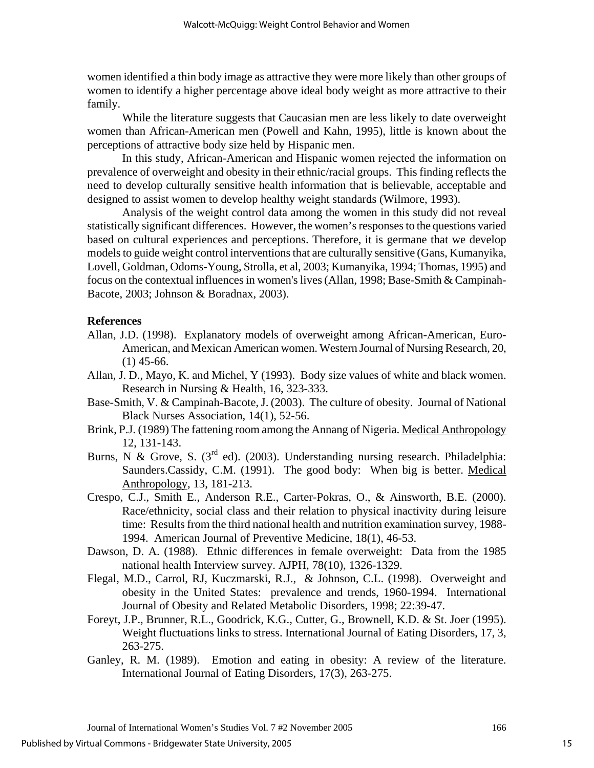women identified a thin body image as attractive they were more likely than other groups of women to identify a higher percentage above ideal body weight as more attractive to their family.

While the literature suggests that Caucasian men are less likely to date overweight women than African-American men (Powell and Kahn, 1995), little is known about the perceptions of attractive body size held by Hispanic men.

In this study, African-American and Hispanic women rejected the information on prevalence of overweight and obesity in their ethnic/racial groups. This finding reflects the need to develop culturally sensitive health information that is believable, acceptable and designed to assist women to develop healthy weight standards (Wilmore, 1993).

Analysis of the weight control data among the women in this study did not reveal statistically significant differences. However, the women's responses to the questions varied based on cultural experiences and perceptions. Therefore, it is germane that we develop models to guide weight control interventions that are culturally sensitive (Gans, Kumanyika, Lovell, Goldman, Odoms-Young, Strolla, et al, 2003; Kumanyika, 1994; Thomas, 1995) and focus on the contextual influences in women's lives (Allan, 1998; Base-Smith & Campinah-Bacote, 2003; Johnson & Boradnax, 2003).

## References

Allan, J.D. (1998). Explanatory models of overweight among African-American, Euro-American, and Mexican American women. Western Journal of Nursing Research, 20, (1) 45-66.

Allan, J. D., Mayo, K. and Michel, Y (1993). Body size values of white and black women. Research in Nursing & Health, 16, 323-333.

Base-Smith, V. & Campinah-Bacote, J. (2003). The culture of obesity. Journal of National Black Nurses Association, 14(1), 52-56.

Brink, P.J. (1989) The fattening room among the Annang of Nigeria. Medical Anthropology 12, 131-143.

Burns, N & Grove, S. (3rd ed). (2003). Understanding nursing research. Philadelphia: Saunders.Cassidy, C.M. (1991). The good body: When big is better. Medical Anthropology, 13, 181-213.

Crespo, C.J., Smith E., Anderson R.E., Carter-Pokras, O., & Ainsworth, B.E. (2000). Race/ethnicity, social class and their relation to physical inactivity during leisure time: Results from the third national health and nutrition examination survey, 1988-1994. American Journal of Preventive Medicine, 18(1), 46-53.

Dawson, D. A. (1988). Ethnic differences in female overweight: Data from the 1985 national health Interview survey. AJPH, 78(10), 1326-1329.

Flegal, M.D., Carrol, RJ, Kuczmarski, R.J., & Johnson, C.L. (1998). Overweight and obesity in the United States: prevalence and trends, 1960-1994. International Journal of Obesity and Related Metabolic Disorders, 1998; 22:39-47.

Foreyt, J.P., Brunner, R.L., Goodrick, K.G., Cutter, G., Brownell, K.D. & St. Joer (1995). Weight fluctuations links to stress. International Journal of Eating Disorders, 17, 3, 263-275.

Ganley, R. M. (1989). Emotion and eating in obesity: A review of the literature. International Journal of Eating Disorders, 17(3), 263-275.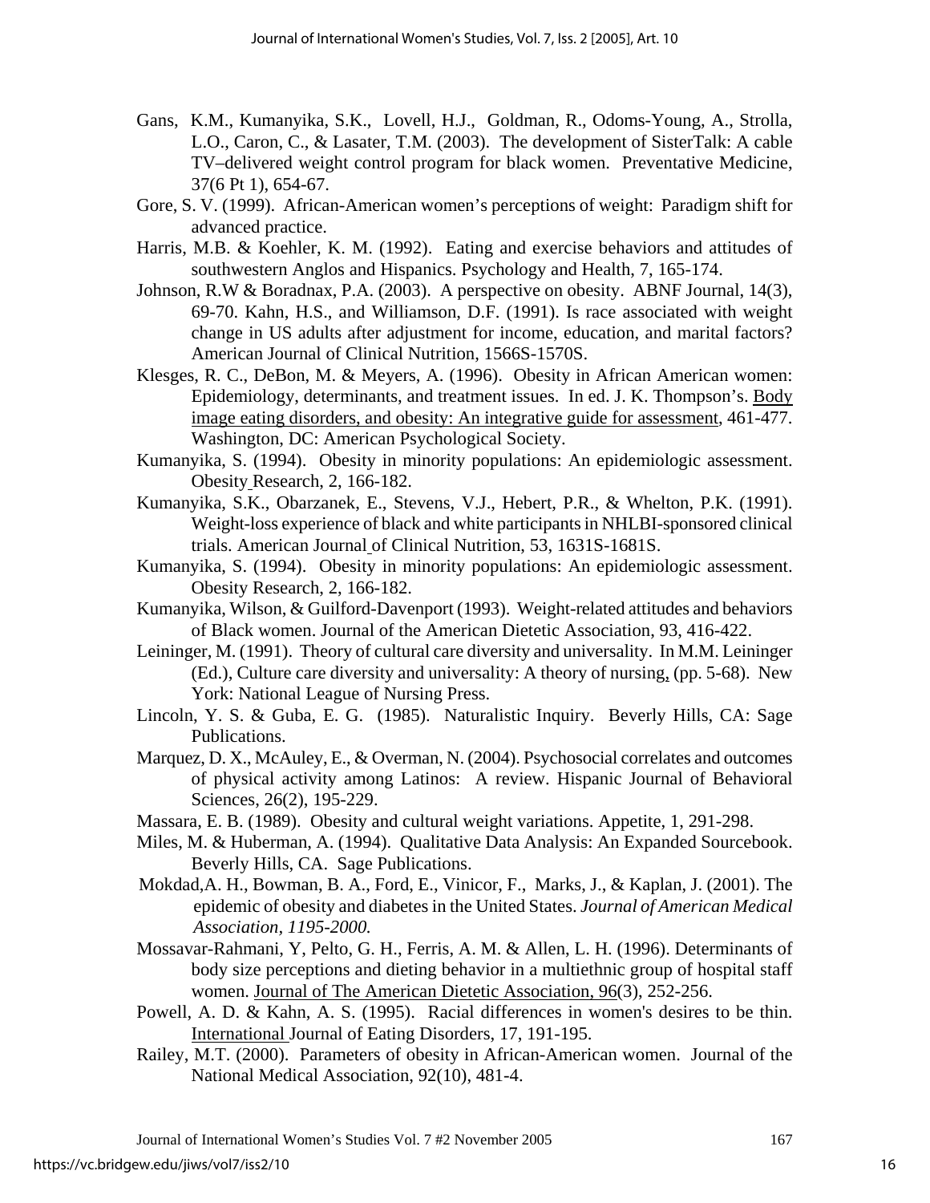Gans, K.M., Kumanyika, S.K., Lovell, H.J., Goldman, R., Odoms-Young, A., Strolla, L.O., Caron, C., & Lasater, T.M. (2003). The development of SisterTalk: A cable TV–delivered weight control program for black women. Preventative Medicine, 37(6 Pt 1), 654-67.

Gore, S. V. (1999). African-American women's perceptions of weight: Paradigm shift for advanced practice.

Harris, M.B. & Koehler, K. M. (1992). Eating and exercise behaviors and attitudes of southwestern Anglos and Hispanics. Psychology and Health, 7, 165-174.

Johnson, R.W & Boradnax, P.A. (2003). A perspective on obesity. ABNF Journal, 14(3), 69-70. Kahn, H.S., and Williamson, D.F. (1991). Is race associated with weight change in US adults after adjustment for income, education, and marital factors? American Journal of Clinical Nutrition, 1566S-1570S.

Klesges, R. C., DeBon, M. & Meyers, A. (1996). Obesity in African American women: Epidemiology, determinants, and treatment issues. In ed. J. K. Thompson's. Body image eating disorders, and obesity: An integrative guide for assessment, 461-477. Washington, DC: American Psychological Society.

Kumanyika, S. (1994). Obesity in minority populations: An epidemiologic assessment. Obesity Research, 2, 166-182.

Kumanyika, S.K., Obarzanek, E., Stevens, V.J., Hebert, P.R., & Whelton, P.K. (1991). Weight-loss experience of black and white participants in NHLBI-sponsored clinical trials. American Journal of Clinical Nutrition, 53, 1631S-1681S.

Kumanyika, S. (1994). Obesity in minority populations: An epidemiologic assessment. Obesity Research, 2, 166-182.

Kumanyika, Wilson, & Guilford-Davenport (1993). Weight-related attitudes and behaviors of Black women. Journal of the American Dietetic Association, 93, 416-422.

Leininger, M. (1991). Theory of cultural care diversity and universality. In M.M. Leininger (Ed.), Culture care diversity and universality: A theory of nursing, (pp. 5-68). New York: National League of Nursing Press.

Lincoln, Y. S. & Guba, E. G. (1985). Naturalistic Inquiry. Beverly Hills, CA: Sage Publications.

Marquez, D. X., McAuley, E., & Overman, N. (2004). Psychosocial correlates and outcomes of physical activity among Latinos: A review. Hispanic Journal of Behavioral Sciences, 26(2), 195-229.

Massara, E. B. (1989). Obesity and cultural weight variations. Appetite, 1, 291-298.

Miles, M. & Huberman, A. (1994). Qualitative Data Analysis: An Expanded Sourcebook. Beverly Hills, CA. Sage Publications.

Mokdad,A. H., Bowman, B. A., Ford, E., Vinicor, F., Marks, J., & Kaplan, J. (2001). The epidemic of obesity and diabetes in the United States. *Journal of American Medical Association, 1195-2000.*

Mossavar-Rahmani, Y, Pelto, G. H., Ferris, A. M. & Allen, L. H. (1996). Determinants of body size perceptions and dieting behavior in a multiethnic group of hospital staff women. Journal of The American Dietetic Association, 96(3), 252-256.

Powell, A. D. & Kahn, A. S. (1995). Racial differences in women's desires to be thin. International Journal of Eating Disorders, 17, 191-195.

Railey, M.T. (2000). Parameters of obesity in African-American women. Journal of the National Medical Association, 92(10), 481-4.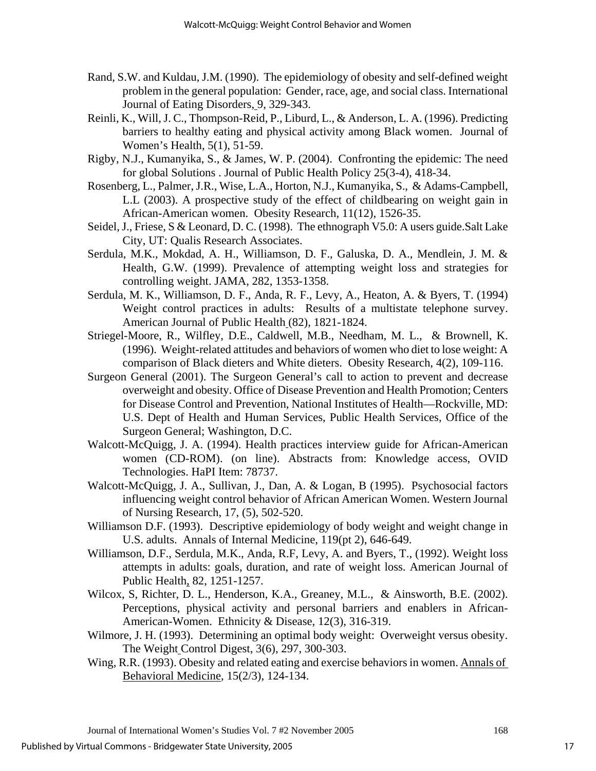Rand, S.W. and Kuldau, J.M. (1990). The epidemiology of obesity and self-defined weight problem in the general population: Gender, race, age, and social class. International Journal of Eating Disorders, 9, 329-343.

Reinli, K., Will, J. C., Thompson-Reid, P., Liburd, L., & Anderson, L. A. (1996). Predicting barriers to healthy eating and physical activity among Black women. Journal of Women's Health, 5(1), 51-59.

Rigby, N.J., Kumanyika, S., & James, W. P. (2004). Confronting the epidemic: The need for global Solutions . Journal of Public Health Policy 25(3-4), 418-34.

Rosenberg, L., Palmer, J.R., Wise, L.A., Horton, N.J., Kumanyika, S., & Adams-Campbell, L.L (2003). A prospective study of the effect of childbearing on weight gain in African-American women. Obesity Research, 11(12), 1526-35.

Seidel, J., Friese, S & Leonard, D. C. (1998). The ethnograph V5.0: A users guide.Salt Lake City, UT: Qualis Research Associates.

Serdula, M.K., Mokdad, A. H., Williamson, D. F., Galuska, D. A., Mendlein, J. M. & Health, G.W. (1999). Prevalence of attempting weight loss and strategies for controlling weight. JAMA, 282, 1353-1358.

Serdula, M. K., Williamson, D. F., Anda, R. F., Levy, A., Heaton, A. & Byers, T. (1994) Weight control practices in adults: Results of a multistate telephone survey. American Journal of Public Health (82), 1821-1824.

Striegel-Moore, R., Wilfley, D.E., Caldwell, M.B., Needham, M. L., & Brownell, K. (1996). Weight-related attitudes and behaviors of women who diet to lose weight: A comparison of Black dieters and White dieters. Obesity Research, 4(2), 109-116.

Surgeon General (2001). The Surgeon General's call to action to prevent and decrease overweight and obesity. Office of Disease Prevention and Health Promotion; Centers for Disease Control and Prevention, National Institutes of Health—Rockville, MD: U.S. Dept of Health and Human Services, Public Health Services, Office of the Surgeon General; Washington, D.C.

Walcott-McQuigg, J. A. (1994). Health practices interview guide for African-American women (CD-ROM). (on line). Abstracts from: Knowledge access, OVID Technologies. HaPI Item: 78737.

Walcott-McQuigg, J. A., Sullivan, J., Dan, A. & Logan, B (1995). Psychosocial factors influencing weight control behavior of African American Women. Western Journal of Nursing Research, 17, (5), 502-520.

Williamson D.F. (1993). Descriptive epidemiology of body weight and weight change in U.S. adults. Annals of Internal Medicine, 119(pt 2), 646-649.

Williamson, D.F., Serdula, M.K., Anda, R.F, Levy, A. and Byers, T., (1992). Weight loss attempts in adults: goals, duration, and rate of weight loss. American Journal of Public Health, 82, 1251-1257.

Wilcox, S, Richter, D. L., Henderson, K.A., Greaney, M.L., & Ainsworth, B.E. (2002). Perceptions, physical activity and personal barriers and enablers in African-American-Women. Ethnicity & Disease, 12(3), 316-319.

Wilmore, J. H. (1993). Determining an optimal body weight: Overweight versus obesity. The Weight Control Digest, 3(6), 297, 300-303.

Wing, R.R. (1993). Obesity and related eating and exercise behaviors in women. Annals of Behavioral Medicine, 15(2/3), 124-134.